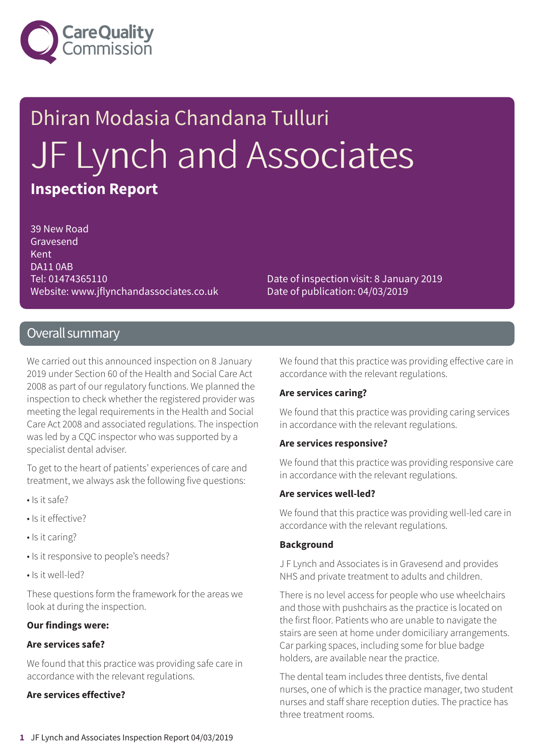# Dhiran Modasia Chandana Tulluri

# JF Lynch and Associates

## Inspection Report

39 New Road
Gravesend
Kent
DA11 0AB
Tel: 01474365110
Website: www.jflynchandassociates.co.uk

Date of inspection visit: 8 January 2019
Date of publication: 04/03/2019

## Overall summary

We carried out this announced inspection on 8 January 2019 under Section 60 of the Health and Social Care Act 2008 as part of our regulatory functions. We planned the inspection to check whether the registered provider was meeting the legal requirements in the Health and Social Care Act 2008 and associated regulations. The inspection was led by a CQC inspector who was supported by a specialist dental adviser.

To get to the heart of patients' experiences of care and treatment, we always ask the following five questions:

- Is it safe?
- Is it effective?
- Is it caring?
- Is it responsive to people's needs?
- Is it well-led?

These questions form the framework for the areas we look at during the inspection.

**Our findings were:**

**Are services safe?**

We found that this practice was providing safe care in accordance with the relevant regulations.

**Are services effective?**

We found that this practice was providing effective care in accordance with the relevant regulations.

**Are services caring?**

We found that this practice was providing caring services in accordance with the relevant regulations.

**Are services responsive?**

We found that this practice was providing responsive care in accordance with the relevant regulations.

**Are services well-led?**

We found that this practice was providing well-led care in accordance with the relevant regulations.

**Background**

J F Lynch and Associates is in Gravesend and provides NHS and private treatment to adults and children.

There is no level access for people who use wheelchairs and those with pushchairs as the practice is located on the first floor. Patients who are unable to navigate the stairs are seen at home under domiciliary arrangements. Car parking spaces, including some for blue badge holders, are available near the practice.

The dental team includes three dentists, five dental nurses, one of which is the practice manager, two student nurses and staff share reception duties. The practice has three treatment rooms.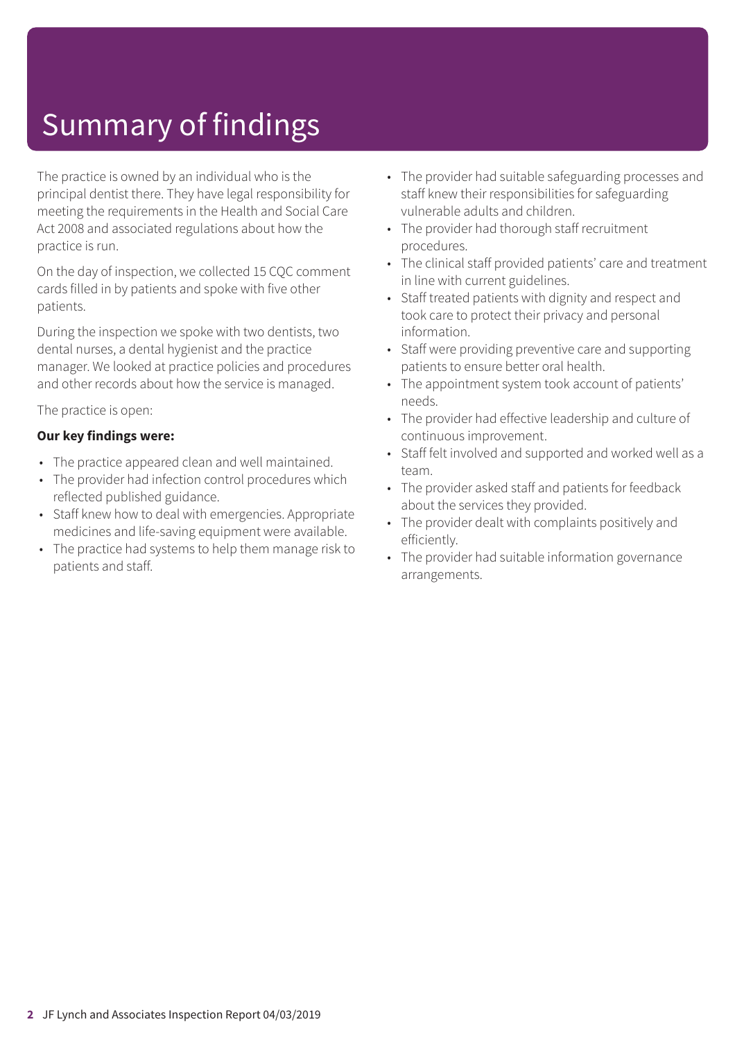# Summary of findings

The practice is owned by an individual who is the principal dentist there. They have legal responsibility for meeting the requirements in the Health and Social Care Act 2008 and associated regulations about how the practice is run.

On the day of inspection, we collected 15 CQC comment cards filled in by patients and spoke with five other patients.

During the inspection we spoke with two dentists, two dental nurses, a dental hygienist and the practice manager. We looked at practice policies and procedures and other records about how the service is managed.

The practice is open:

**Our key findings were:**

- The practice appeared clean and well maintained.
- The provider had infection control procedures which reflected published guidance.
- Staff knew how to deal with emergencies. Appropriate medicines and life-saving equipment were available.
- The practice had systems to help them manage risk to patients and staff.
- The provider had suitable safeguarding processes and staff knew their responsibilities for safeguarding vulnerable adults and children.
- The provider had thorough staff recruitment procedures.
- The clinical staff provided patients' care and treatment in line with current guidelines.
- Staff treated patients with dignity and respect and took care to protect their privacy and personal information.
- Staff were providing preventive care and supporting patients to ensure better oral health.
- The appointment system took account of patients' needs.
- The provider had effective leadership and culture of continuous improvement.
- Staff felt involved and supported and worked well as a team.
- The provider asked staff and patients for feedback about the services they provided.
- The provider dealt with complaints positively and efficiently.
- The provider had suitable information governance arrangements.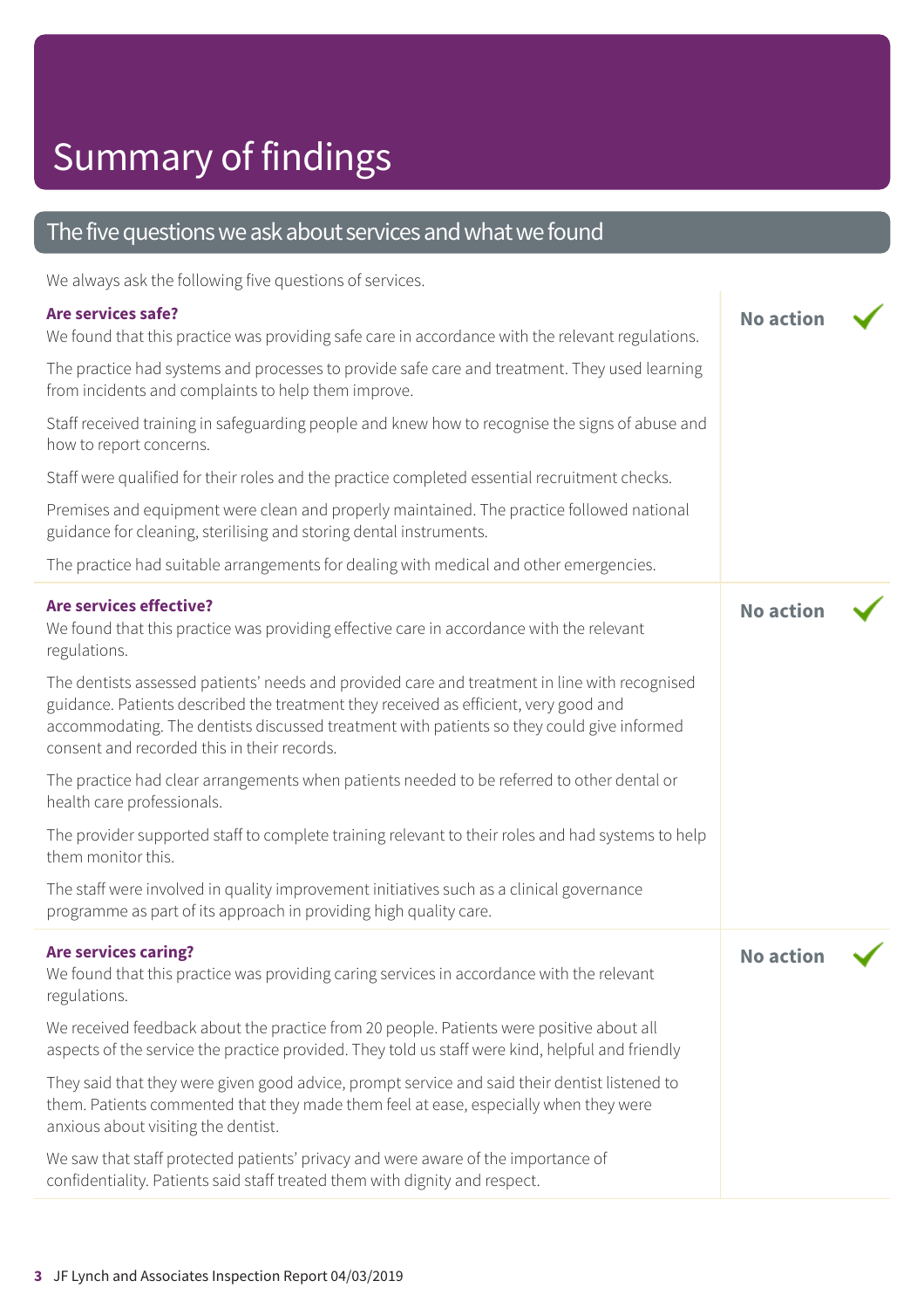# Summary of findings

## The five questions we ask about services and what we found

We always ask the following five questions of services.

### Are services safe?

**No action** ✓

We found that this practice was providing safe care in accordance with the relevant regulations.

The practice had systems and processes to provide safe care and treatment. They used learning from incidents and complaints to help them improve.

Staff received training in safeguarding people and knew how to recognise the signs of abuse and how to report concerns.

Staff were qualified for their roles and the practice completed essential recruitment checks.

Premises and equipment were clean and properly maintained. The practice followed national guidance for cleaning, sterilising and storing dental instruments.

The practice had suitable arrangements for dealing with medical and other emergencies.

### Are services effective?

**No action** ✓

We found that this practice was providing effective care in accordance with the relevant regulations.

The dentists assessed patients' needs and provided care and treatment in line with recognised guidance. Patients described the treatment they received as efficient, very good and accommodating. The dentists discussed treatment with patients so they could give informed consent and recorded this in their records.

The practice had clear arrangements when patients needed to be referred to other dental or health care professionals.

The provider supported staff to complete training relevant to their roles and had systems to help them monitor this.

The staff were involved in quality improvement initiatives such as a clinical governance programme as part of its approach in providing high quality care.

### Are services caring?

**No action** ✓

We found that this practice was providing caring services in accordance with the relevant regulations.

We received feedback about the practice from 20 people. Patients were positive about all aspects of the service the practice provided. They told us staff were kind, helpful and friendly

They said that they were given good advice, prompt service and said their dentist listened to them. Patients commented that they made them feel at ease, especially when they were anxious about visiting the dentist.

We saw that staff protected patients' privacy and were aware of the importance of confidentiality. Patients said staff treated them with dignity and respect.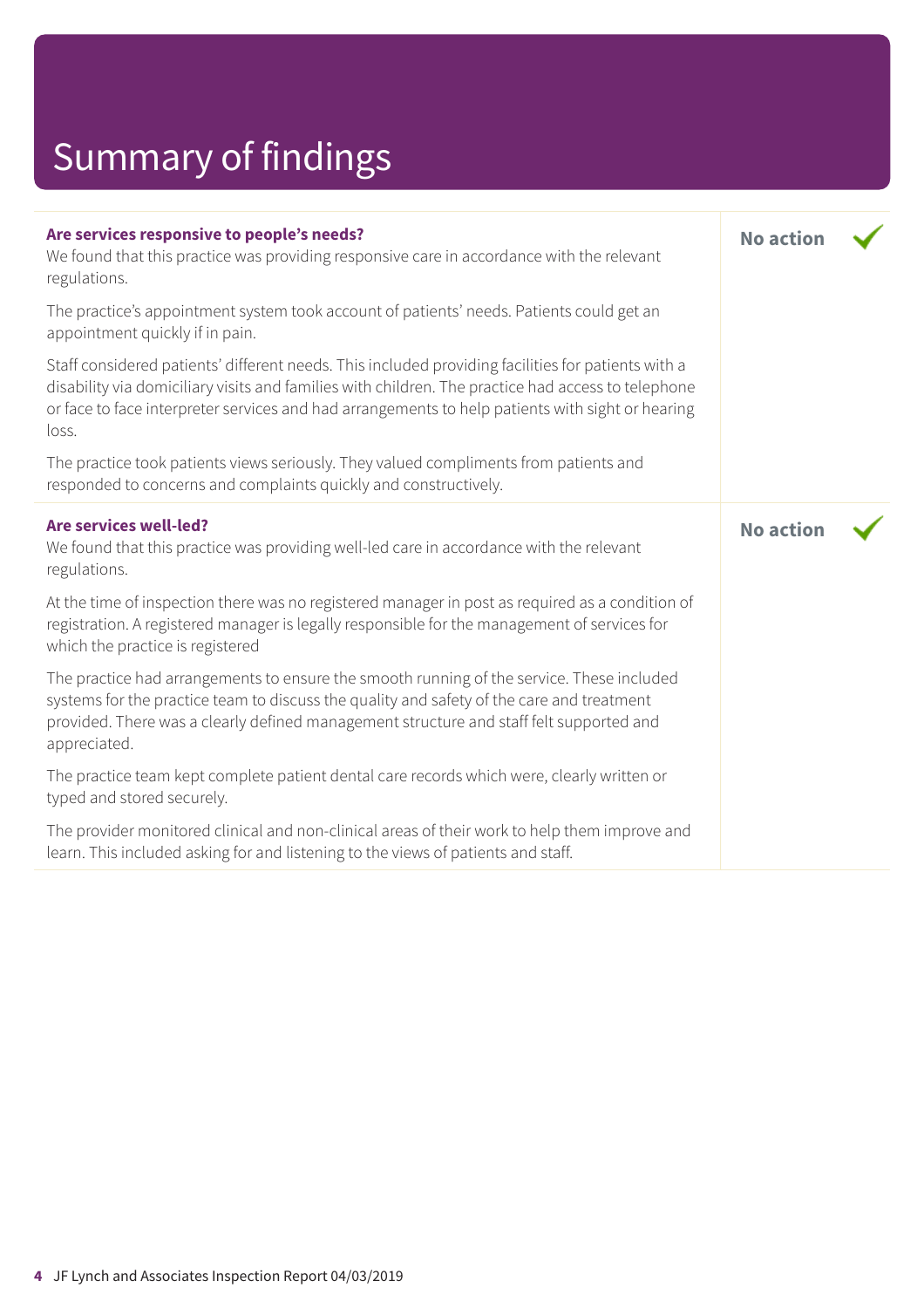# Summary of findings

| | |
|---|---|
| **Are services responsive to people's needs?**<br>We found that this practice was providing responsive care in accordance with the relevant regulations.<br><br>The practice's appointment system took account of patients' needs. Patients could get an appointment quickly if in pain.<br><br>Staff considered patients' different needs. This included providing facilities for patients with a disability via domiciliary visits and families with children. The practice had access to telephone or face to face interpreter services and had arrangements to help patients with sight or hearing loss.<br><br>The practice took patients views seriously. They valued compliments from patients and responded to concerns and complaints quickly and constructively. | **No action** ✓ |
| **Are services well-led?**<br>We found that this practice was providing well-led care in accordance with the relevant regulations.<br><br>At the time of inspection there was no registered manager in post as required as a condition of registration. A registered manager is legally responsible for the management of services for which the practice is registered<br><br>The practice had arrangements to ensure the smooth running of the service. These included systems for the practice team to discuss the quality and safety of the care and treatment provided. There was a clearly defined management structure and staff felt supported and appreciated.<br><br>The practice team kept complete patient dental care records which were, clearly written or typed and stored securely.<br><br>The provider monitored clinical and non-clinical areas of their work to help them improve and learn. This included asking for and listening to the views of patients and staff. | **No action** ✓ |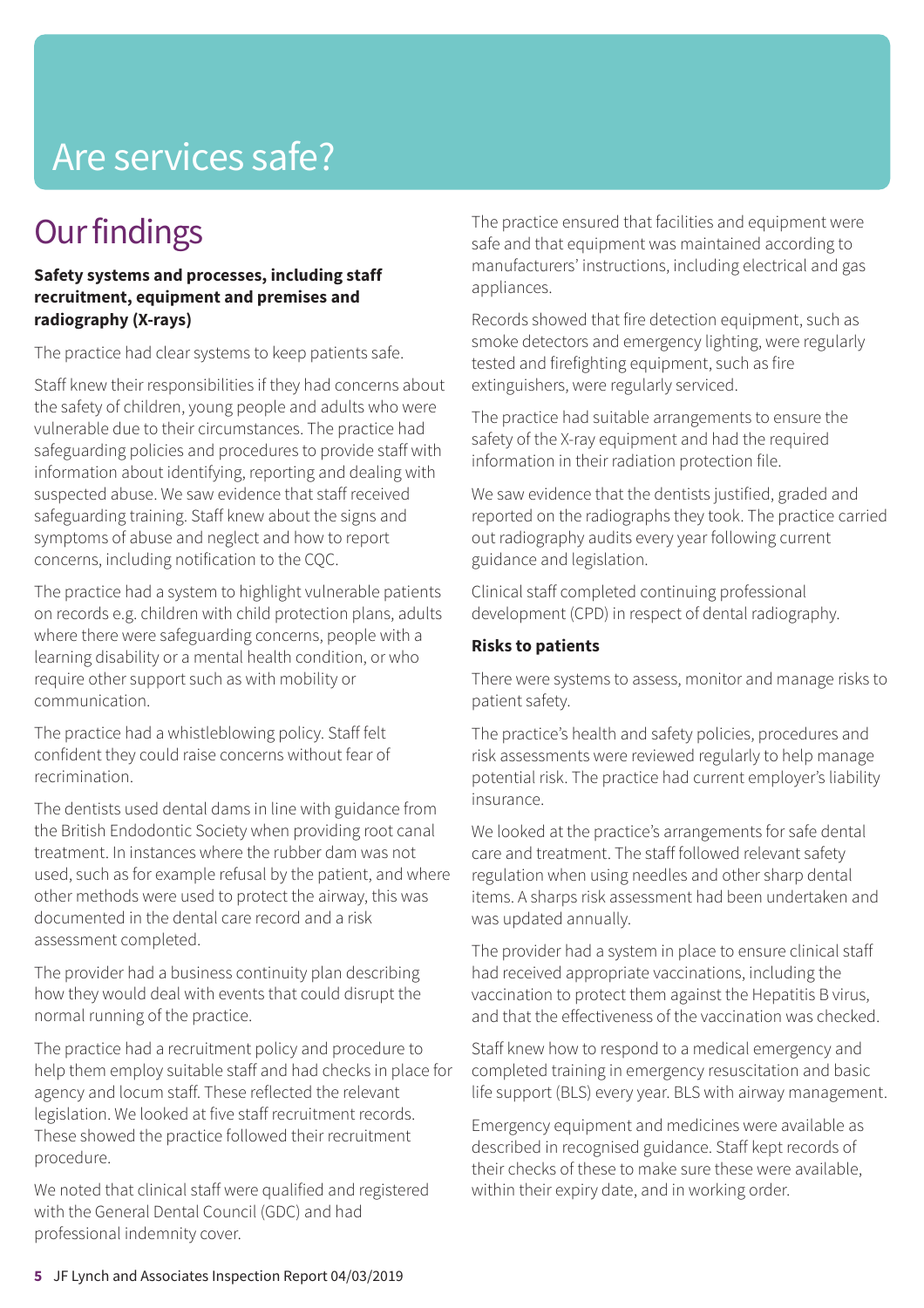# Are services safe?

## Our findings

**Safety systems and processes, including staff recruitment, equipment and premises and radiography (X-rays)**

The practice had clear systems to keep patients safe.

Staff knew their responsibilities if they had concerns about the safety of children, young people and adults who were vulnerable due to their circumstances. The practice had safeguarding policies and procedures to provide staff with information about identifying, reporting and dealing with suspected abuse. We saw evidence that staff received safeguarding training. Staff knew about the signs and symptoms of abuse and neglect and how to report concerns, including notification to the CQC.

The practice had a system to highlight vulnerable patients on records e.g. children with child protection plans, adults where there were safeguarding concerns, people with a learning disability or a mental health condition, or who require other support such as with mobility or communication.

The practice had a whistleblowing policy. Staff felt confident they could raise concerns without fear of recrimination.

The dentists used dental dams in line with guidance from the British Endodontic Society when providing root canal treatment. In instances where the rubber dam was not used, such as for example refusal by the patient, and where other methods were used to protect the airway, this was documented in the dental care record and a risk assessment completed.

The provider had a business continuity plan describing how they would deal with events that could disrupt the normal running of the practice.

The practice had a recruitment policy and procedure to help them employ suitable staff and had checks in place for agency and locum staff. These reflected the relevant legislation. We looked at five staff recruitment records. These showed the practice followed their recruitment procedure.

We noted that clinical staff were qualified and registered with the General Dental Council (GDC) and had professional indemnity cover.

The practice ensured that facilities and equipment were safe and that equipment was maintained according to manufacturers' instructions, including electrical and gas appliances.

Records showed that fire detection equipment, such as smoke detectors and emergency lighting, were regularly tested and firefighting equipment, such as fire extinguishers, were regularly serviced.

The practice had suitable arrangements to ensure the safety of the X-ray equipment and had the required information in their radiation protection file.

We saw evidence that the dentists justified, graded and reported on the radiographs they took. The practice carried out radiography audits every year following current guidance and legislation.

Clinical staff completed continuing professional development (CPD) in respect of dental radiography.

**Risks to patients**

There were systems to assess, monitor and manage risks to patient safety.

The practice's health and safety policies, procedures and risk assessments were reviewed regularly to help manage potential risk. The practice had current employer's liability insurance.

We looked at the practice's arrangements for safe dental care and treatment. The staff followed relevant safety regulation when using needles and other sharp dental items. A sharps risk assessment had been undertaken and was updated annually.

The provider had a system in place to ensure clinical staff had received appropriate vaccinations, including the vaccination to protect them against the Hepatitis B virus, and that the effectiveness of the vaccination was checked.

Staff knew how to respond to a medical emergency and completed training in emergency resuscitation and basic life support (BLS) every year. BLS with airway management.

Emergency equipment and medicines were available as described in recognised guidance. Staff kept records of their checks of these to make sure these were available, within their expiry date, and in working order.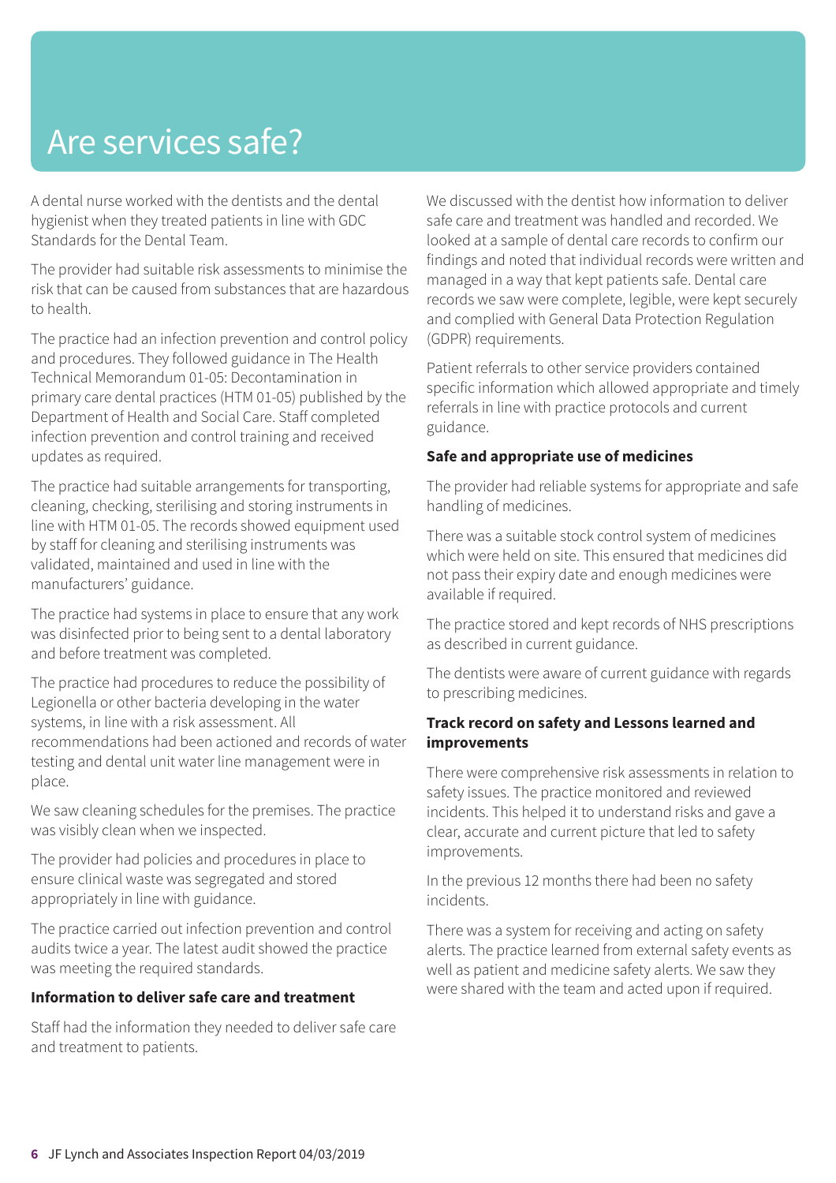# Are services safe?

A dental nurse worked with the dentists and the dental hygienist when they treated patients in line with GDC Standards for the Dental Team.

The provider had suitable risk assessments to minimise the risk that can be caused from substances that are hazardous to health.

The practice had an infection prevention and control policy and procedures. They followed guidance in The Health Technical Memorandum 01-05: Decontamination in primary care dental practices (HTM 01-05) published by the Department of Health and Social Care. Staff completed infection prevention and control training and received updates as required.

The practice had suitable arrangements for transporting, cleaning, checking, sterilising and storing instruments in line with HTM 01-05. The records showed equipment used by staff for cleaning and sterilising instruments was validated, maintained and used in line with the manufacturers' guidance.

The practice had systems in place to ensure that any work was disinfected prior to being sent to a dental laboratory and before treatment was completed.

The practice had procedures to reduce the possibility of Legionella or other bacteria developing in the water systems, in line with a risk assessment. All recommendations had been actioned and records of water testing and dental unit water line management were in place.

We saw cleaning schedules for the premises. The practice was visibly clean when we inspected.

The provider had policies and procedures in place to ensure clinical waste was segregated and stored appropriately in line with guidance.

The practice carried out infection prevention and control audits twice a year. The latest audit showed the practice was meeting the required standards.

**Information to deliver safe care and treatment**

Staff had the information they needed to deliver safe care and treatment to patients.

We discussed with the dentist how information to deliver safe care and treatment was handled and recorded. We looked at a sample of dental care records to confirm our findings and noted that individual records were written and managed in a way that kept patients safe. Dental care records we saw were complete, legible, were kept securely and complied with General Data Protection Regulation (GDPR) requirements.

Patient referrals to other service providers contained specific information which allowed appropriate and timely referrals in line with practice protocols and current guidance.

**Safe and appropriate use of medicines**

The provider had reliable systems for appropriate and safe handling of medicines.

There was a suitable stock control system of medicines which were held on site. This ensured that medicines did not pass their expiry date and enough medicines were available if required.

The practice stored and kept records of NHS prescriptions as described in current guidance.

The dentists were aware of current guidance with regards to prescribing medicines.

**Track record on safety and Lessons learned and improvements**

There were comprehensive risk assessments in relation to safety issues. The practice monitored and reviewed incidents. This helped it to understand risks and gave a clear, accurate and current picture that led to safety improvements.

In the previous 12 months there had been no safety incidents.

There was a system for receiving and acting on safety alerts. The practice learned from external safety events as well as patient and medicine safety alerts. We saw they were shared with the team and acted upon if required.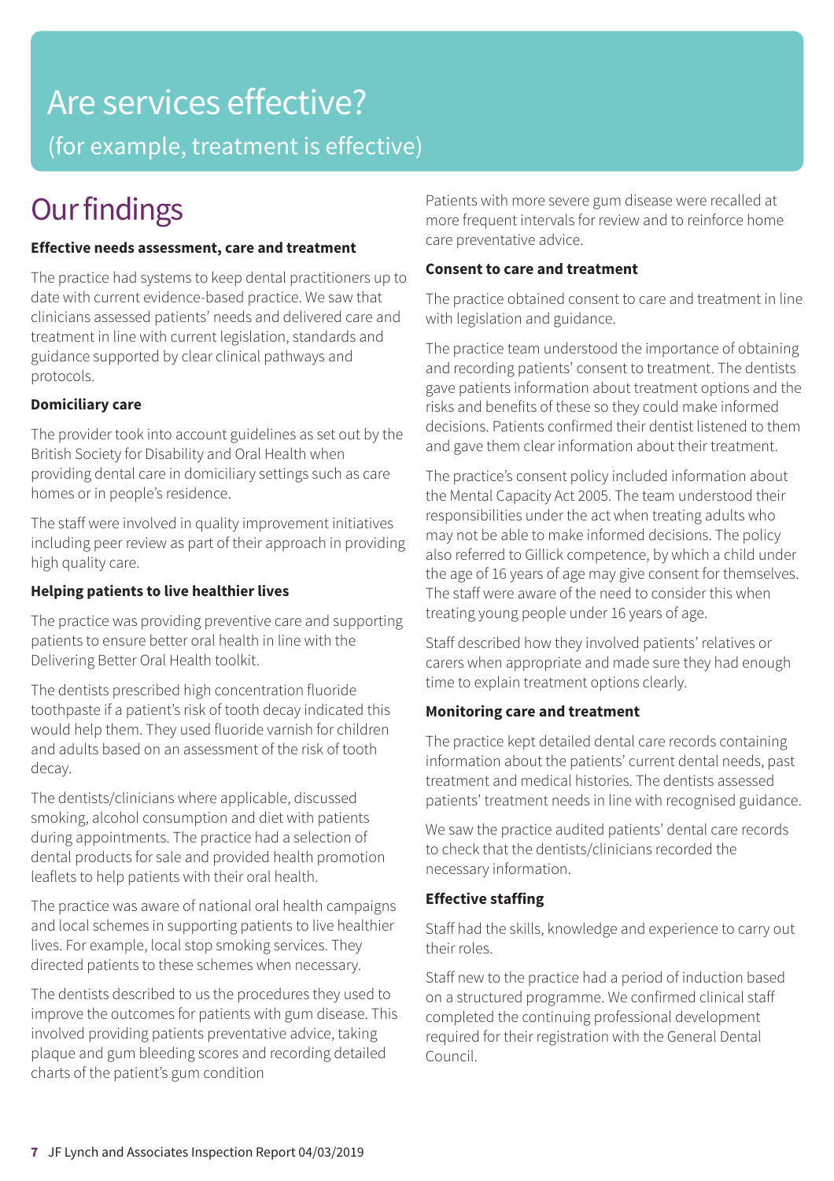# Are services effective?

(for example, treatment is effective)

## Our findings

### Effective needs assessment, care and treatment

The practice had systems to keep dental practitioners up to date with current evidence-based practice. We saw that clinicians assessed patients' needs and delivered care and treatment in line with current legislation, standards and guidance supported by clear clinical pathways and protocols.

### Domiciliary care

The provider took into account guidelines as set out by the British Society for Disability and Oral Health when providing dental care in domiciliary settings such as care homes or in people's residence.

The staff were involved in quality improvement initiatives including peer review as part of their approach in providing high quality care.

### Helping patients to live healthier lives

The practice was providing preventive care and supporting patients to ensure better oral health in line with the Delivering Better Oral Health toolkit.

The dentists prescribed high concentration fluoride toothpaste if a patient's risk of tooth decay indicated this would help them. They used fluoride varnish for children and adults based on an assessment of the risk of tooth decay.

The dentists/clinicians where applicable, discussed smoking, alcohol consumption and diet with patients during appointments. The practice had a selection of dental products for sale and provided health promotion leaflets to help patients with their oral health.

The practice was aware of national oral health campaigns and local schemes in supporting patients to live healthier lives. For example, local stop smoking services. They directed patients to these schemes when necessary.

The dentists described to us the procedures they used to improve the outcomes for patients with gum disease. This involved providing patients preventative advice, taking plaque and gum bleeding scores and recording detailed charts of the patient's gum condition

Patients with more severe gum disease were recalled at more frequent intervals for review and to reinforce home care preventative advice.

### Consent to care and treatment

The practice obtained consent to care and treatment in line with legislation and guidance.

The practice team understood the importance of obtaining and recording patients' consent to treatment. The dentists gave patients information about treatment options and the risks and benefits of these so they could make informed decisions. Patients confirmed their dentist listened to them and gave them clear information about their treatment.

The practice's consent policy included information about the Mental Capacity Act 2005. The team understood their responsibilities under the act when treating adults who may not be able to make informed decisions. The policy also referred to Gillick competence, by which a child under the age of 16 years of age may give consent for themselves. The staff were aware of the need to consider this when treating young people under 16 years of age.

Staff described how they involved patients' relatives or carers when appropriate and made sure they had enough time to explain treatment options clearly.

### Monitoring care and treatment

The practice kept detailed dental care records containing information about the patients' current dental needs, past treatment and medical histories. The dentists assessed patients' treatment needs in line with recognised guidance.

We saw the practice audited patients' dental care records to check that the dentists/clinicians recorded the necessary information.

### Effective staffing

Staff had the skills, knowledge and experience to carry out their roles.

Staff new to the practice had a period of induction based on a structured programme. We confirmed clinical staff completed the continuing professional development required for their registration with the General Dental Council.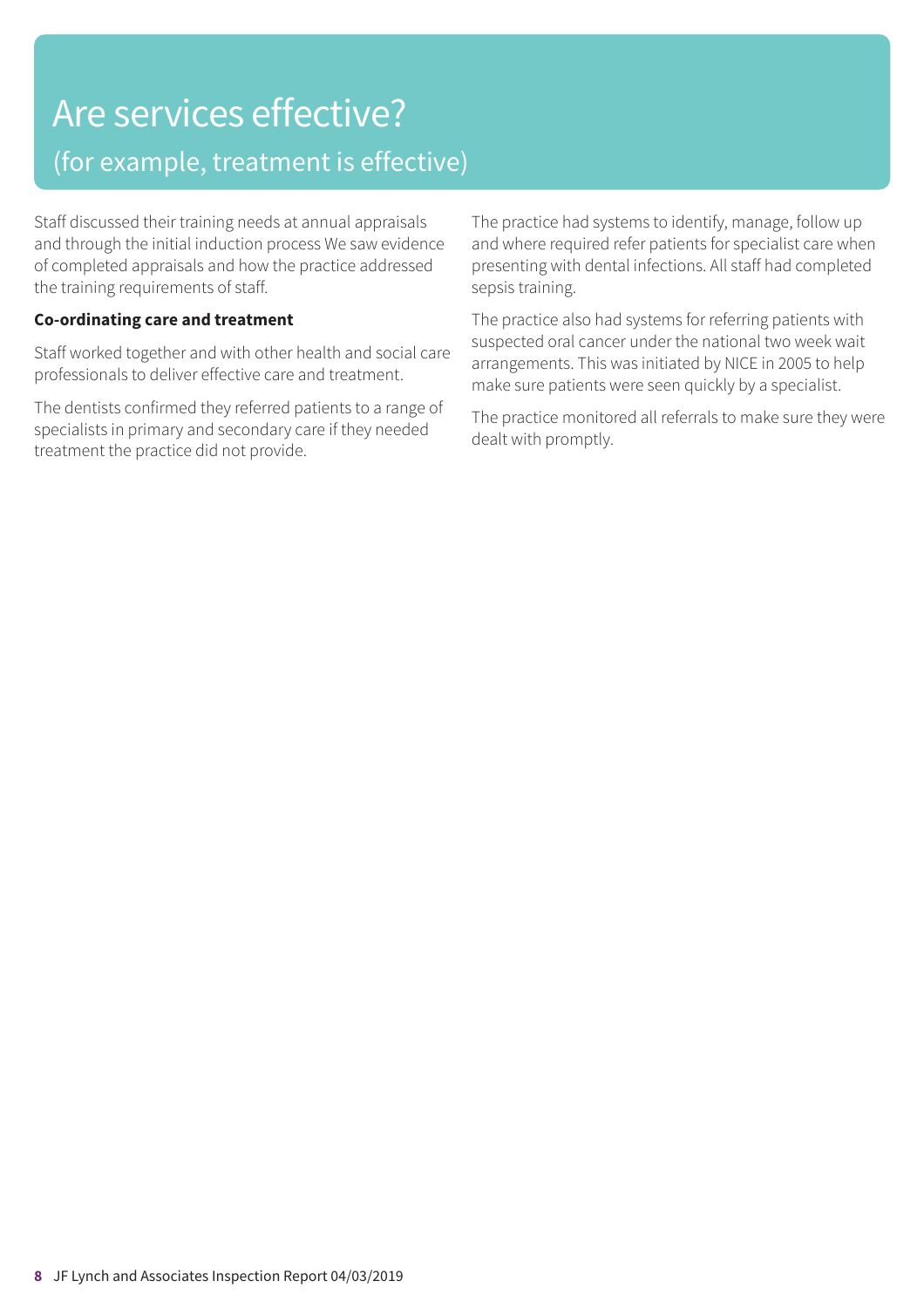# Are services effective?

## (for example, treatment is effective)

Staff discussed their training needs at annual appraisals and through the initial induction process We saw evidence of completed appraisals and how the practice addressed the training requirements of staff.

**Co-ordinating care and treatment**

Staff worked together and with other health and social care professionals to deliver effective care and treatment.

The dentists confirmed they referred patients to a range of specialists in primary and secondary care if they needed treatment the practice did not provide.

The practice had systems to identify, manage, follow up and where required refer patients for specialist care when presenting with dental infections. All staff had completed sepsis training.

The practice also had systems for referring patients with suspected oral cancer under the national two week wait arrangements. This was initiated by NICE in 2005 to help make sure patients were seen quickly by a specialist.

The practice monitored all referrals to make sure they were dealt with promptly.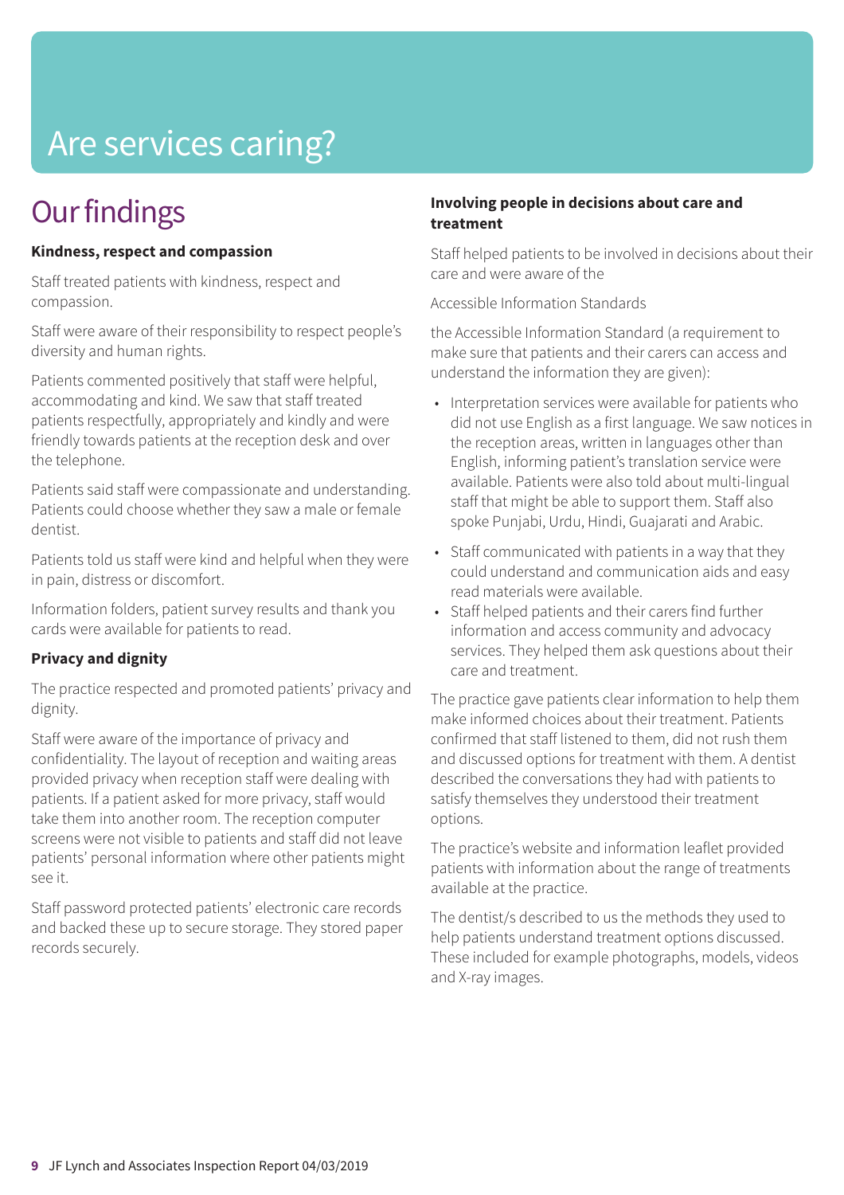# Are services caring?

## Our findings

**Kindness, respect and compassion**

Staff treated patients with kindness, respect and compassion.

Staff were aware of their responsibility to respect people's diversity and human rights.

Patients commented positively that staff were helpful, accommodating and kind. We saw that staff treated patients respectfully, appropriately and kindly and were friendly towards patients at the reception desk and over the telephone.

Patients said staff were compassionate and understanding. Patients could choose whether they saw a male or female dentist.

Patients told us staff were kind and helpful when they were in pain, distress or discomfort.

Information folders, patient survey results and thank you cards were available for patients to read.

**Privacy and dignity**

The practice respected and promoted patients' privacy and dignity.

Staff were aware of the importance of privacy and confidentiality. The layout of reception and waiting areas provided privacy when reception staff were dealing with patients. If a patient asked for more privacy, staff would take them into another room. The reception computer screens were not visible to patients and staff did not leave patients' personal information where other patients might see it.

Staff password protected patients' electronic care records and backed these up to secure storage. They stored paper records securely.

**Involving people in decisions about care and treatment**

Staff helped patients to be involved in decisions about their care and were aware of the

Accessible Information Standards

the Accessible Information Standard (a requirement to make sure that patients and their carers can access and understand the information they are given):

- Interpretation services were available for patients who did not use English as a first language. We saw notices in the reception areas, written in languages other than English, informing patient's translation service were available. Patients were also told about multi-lingual staff that might be able to support them. Staff also spoke Punjabi, Urdu, Hindi, Guajarati and Arabic.
- Staff communicated with patients in a way that they could understand and communication aids and easy read materials were available.
- Staff helped patients and their carers find further information and access community and advocacy services. They helped them ask questions about their care and treatment.

The practice gave patients clear information to help them make informed choices about their treatment. Patients confirmed that staff listened to them, did not rush them and discussed options for treatment with them. A dentist described the conversations they had with patients to satisfy themselves they understood their treatment options.

The practice's website and information leaflet provided patients with information about the range of treatments available at the practice.

The dentist/s described to us the methods they used to help patients understand treatment options discussed. These included for example photographs, models, videos and X-ray images.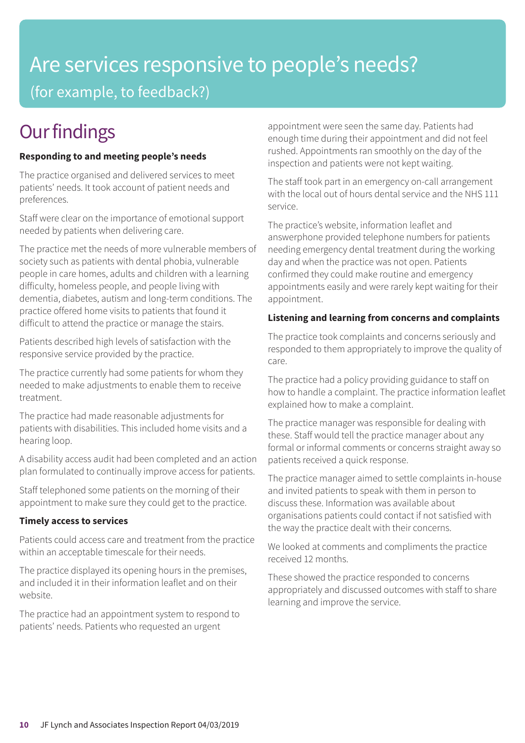# Are services responsive to people's needs?

(for example, to feedback?)

## Our findings

**Responding to and meeting people's needs**

The practice organised and delivered services to meet patients' needs. It took account of patient needs and preferences.

Staff were clear on the importance of emotional support needed by patients when delivering care.

The practice met the needs of more vulnerable members of society such as patients with dental phobia, vulnerable people in care homes, adults and children with a learning difficulty, homeless people, and people living with dementia, diabetes, autism and long-term conditions. The practice offered home visits to patients that found it difficult to attend the practice or manage the stairs.

Patients described high levels of satisfaction with the responsive service provided by the practice.

The practice currently had some patients for whom they needed to make adjustments to enable them to receive treatment.

The practice had made reasonable adjustments for patients with disabilities. This included home visits and a hearing loop.

A disability access audit had been completed and an action plan formulated to continually improve access for patients.

Staff telephoned some patients on the morning of their appointment to make sure they could get to the practice.

**Timely access to services**

Patients could access care and treatment from the practice within an acceptable timescale for their needs.

The practice displayed its opening hours in the premises, and included it in their information leaflet and on their website.

The practice had an appointment system to respond to patients' needs. Patients who requested an urgent appointment were seen the same day. Patients had enough time during their appointment and did not feel rushed. Appointments ran smoothly on the day of the inspection and patients were not kept waiting.

The staff took part in an emergency on-call arrangement with the local out of hours dental service and the NHS 111 service.

The practice's website, information leaflet and answerphone provided telephone numbers for patients needing emergency dental treatment during the working day and when the practice was not open. Patients confirmed they could make routine and emergency appointments easily and were rarely kept waiting for their appointment.

**Listening and learning from concerns and complaints**

The practice took complaints and concerns seriously and responded to them appropriately to improve the quality of care.

The practice had a policy providing guidance to staff on how to handle a complaint. The practice information leaflet explained how to make a complaint.

The practice manager was responsible for dealing with these. Staff would tell the practice manager about any formal or informal comments or concerns straight away so patients received a quick response.

The practice manager aimed to settle complaints in-house and invited patients to speak with them in person to discuss these. Information was available about organisations patients could contact if not satisfied with the way the practice dealt with their concerns.

We looked at comments and compliments the practice received 12 months.

These showed the practice responded to concerns appropriately and discussed outcomes with staff to share learning and improve the service.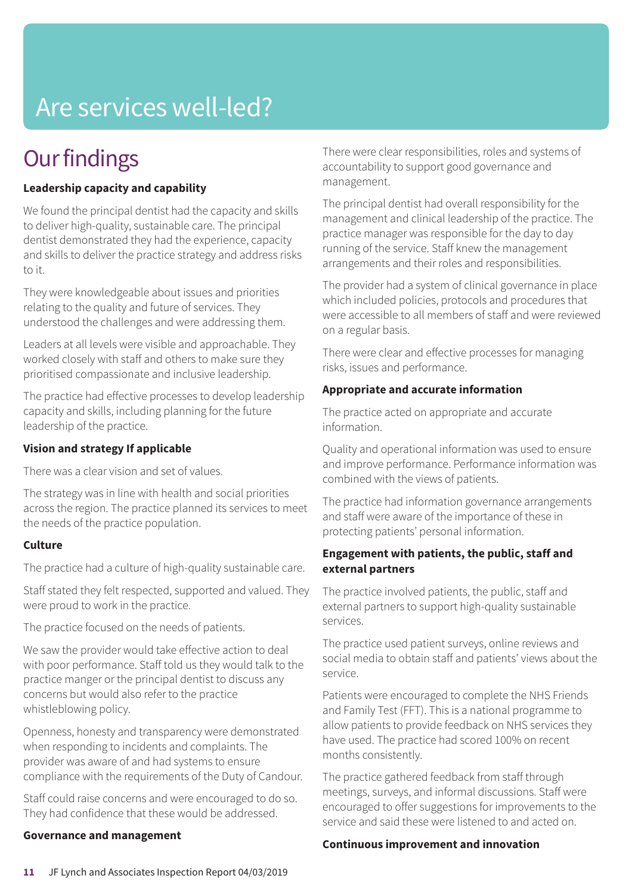# Are services well-led?

## Our findings

**Leadership capacity and capability**

We found the principal dentist had the capacity and skills to deliver high-quality, sustainable care. The principal dentist demonstrated they had the experience, capacity and skills to deliver the practice strategy and address risks to it.

They were knowledgeable about issues and priorities relating to the quality and future of services. They understood the challenges and were addressing them.

Leaders at all levels were visible and approachable. They worked closely with staff and others to make sure they prioritised compassionate and inclusive leadership.

The practice had effective processes to develop leadership capacity and skills, including planning for the future leadership of the practice.

**Vision and strategy If applicable**

There was a clear vision and set of values.

The strategy was in line with health and social priorities across the region. The practice planned its services to meet the needs of the practice population.

**Culture**

The practice had a culture of high-quality sustainable care.

Staff stated they felt respected, supported and valued. They were proud to work in the practice.

The practice focused on the needs of patients.

We saw the provider would take effective action to deal with poor performance. Staff told us they would talk to the practice manger or the principal dentist to discuss any concerns but would also refer to the practice whistleblowing policy.

Openness, honesty and transparency were demonstrated when responding to incidents and complaints. The provider was aware of and had systems to ensure compliance with the requirements of the Duty of Candour.

Staff could raise concerns and were encouraged to do so. They had confidence that these would be addressed.

**Governance and management**

There were clear responsibilities, roles and systems of accountability to support good governance and management.

The principal dentist had overall responsibility for the management and clinical leadership of the practice. The practice manager was responsible for the day to day running of the service. Staff knew the management arrangements and their roles and responsibilities.

The provider had a system of clinical governance in place which included policies, protocols and procedures that were accessible to all members of staff and were reviewed on a regular basis.

There were clear and effective processes for managing risks, issues and performance.

**Appropriate and accurate information**

The practice acted on appropriate and accurate information.

Quality and operational information was used to ensure and improve performance. Performance information was combined with the views of patients.

The practice had information governance arrangements and staff were aware of the importance of these in protecting patients' personal information.

**Engagement with patients, the public, staff and external partners**

The practice involved patients, the public, staff and external partners to support high-quality sustainable services.

The practice used patient surveys, online reviews and social media to obtain staff and patients' views about the service.

Patients were encouraged to complete the NHS Friends and Family Test (FFT). This is a national programme to allow patients to provide feedback on NHS services they have used. The practice had scored 100% on recent months consistently.

The practice gathered feedback from staff through meetings, surveys, and informal discussions. Staff were encouraged to offer suggestions for improvements to the service and said these were listened to and acted on.

**Continuous improvement and innovation**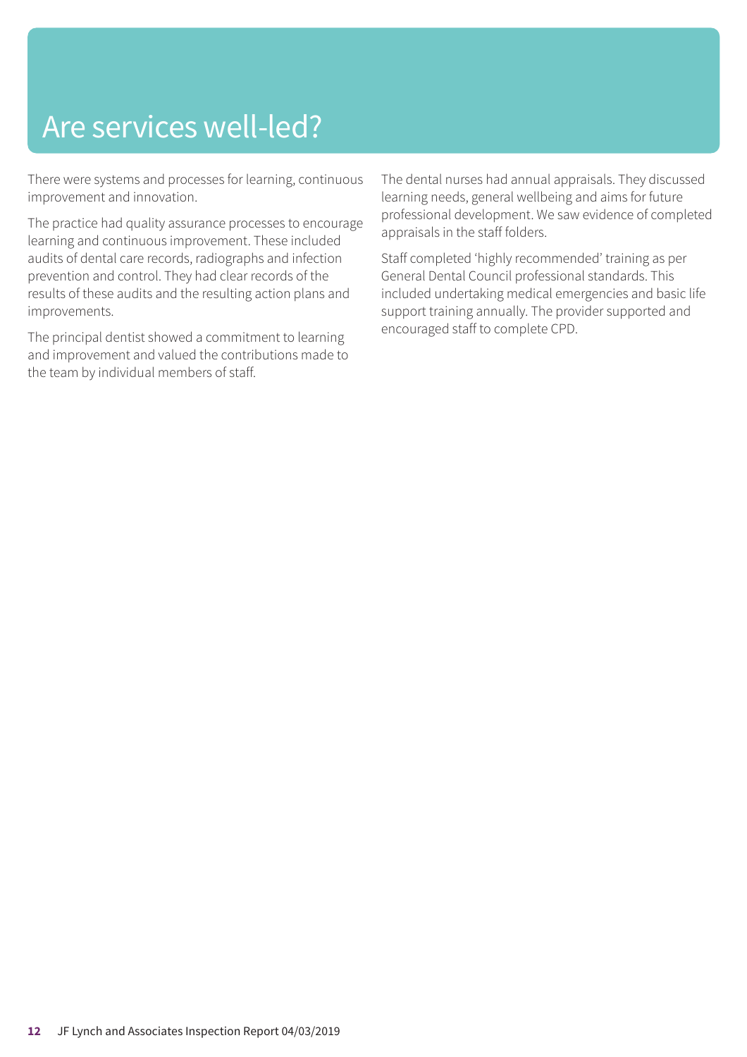# Are services well-led?

There were systems and processes for learning, continuous improvement and innovation.

The practice had quality assurance processes to encourage learning and continuous improvement. These included audits of dental care records, radiographs and infection prevention and control. They had clear records of the results of these audits and the resulting action plans and improvements.

The principal dentist showed a commitment to learning and improvement and valued the contributions made to the team by individual members of staff.

The dental nurses had annual appraisals. They discussed learning needs, general wellbeing and aims for future professional development. We saw evidence of completed appraisals in the staff folders.

Staff completed 'highly recommended' training as per General Dental Council professional standards. This included undertaking medical emergencies and basic life support training annually. The provider supported and encouraged staff to complete CPD.